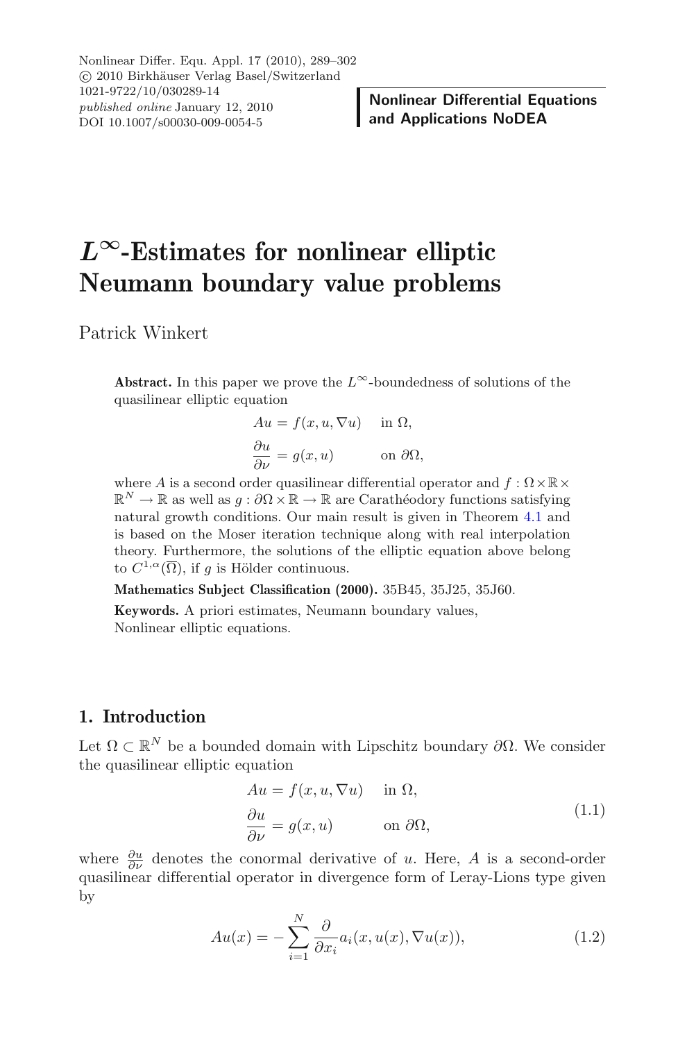# $L^\infty$-Estimates for nonlinear elliptic Neumann boundary value problems

Patrick Winkert

**Abstract.** In this paper we prove the $L^\infty$-boundedness of solutions of the quasilinear elliptic equation

$$
\begin{aligned}
Au &= f(x, u, \nabla u) \quad \text{in } \Omega, \\
\frac{\partial u}{\partial \nu} &= g(x, u) \qquad \text{on } \partial\Omega,
\end{aligned}
$$

where $A$ is a second order quasilinear differential operator and $f : \Omega \times \mathbb{R} \times \mathbb{R}^N \to \mathbb{R}$ as well as $g : \partial\Omega \times \mathbb{R} \to \mathbb{R}$ are Carathéodory functions satisfying natural growth conditions. Our main result is given in Theorem 4.1 and is based on the Moser iteration technique along with real interpolation theory. Furthermore, the solutions of the elliptic equation above belong to $C^{1,\alpha}(\overline{\Omega})$, if $g$ is Hölder continuous.

**Mathematics Subject Classification (2000).** 35B45, 35J25, 35J60.

**Keywords.** A priori estimates, Neumann boundary values, Nonlinear elliptic equations.

## 1. Introduction

Let $\Omega \subset \mathbb{R}^N$ be a bounded domain with Lipschitz boundary $\partial\Omega$. We consider the quasilinear elliptic equation

$$
\begin{aligned}
Au &= f(x, u, \nabla u) \quad \text{in } \Omega, \\
\frac{\partial u}{\partial \nu} &= g(x, u) \qquad \text{on } \partial\Omega,
\end{aligned}
\tag{1.1}
$$

where $\frac{\partial u}{\partial \nu}$ denotes the conormal derivative of $u$. Here, $A$ is a second-order quasilinear differential operator in divergence form of Leray-Lions type given by

$$
Au(x) = -\sum_{i=1}^{N} \frac{\partial}{\partial x_i} a_i(x, u(x), \nabla u(x)),
\tag{1.2}
$$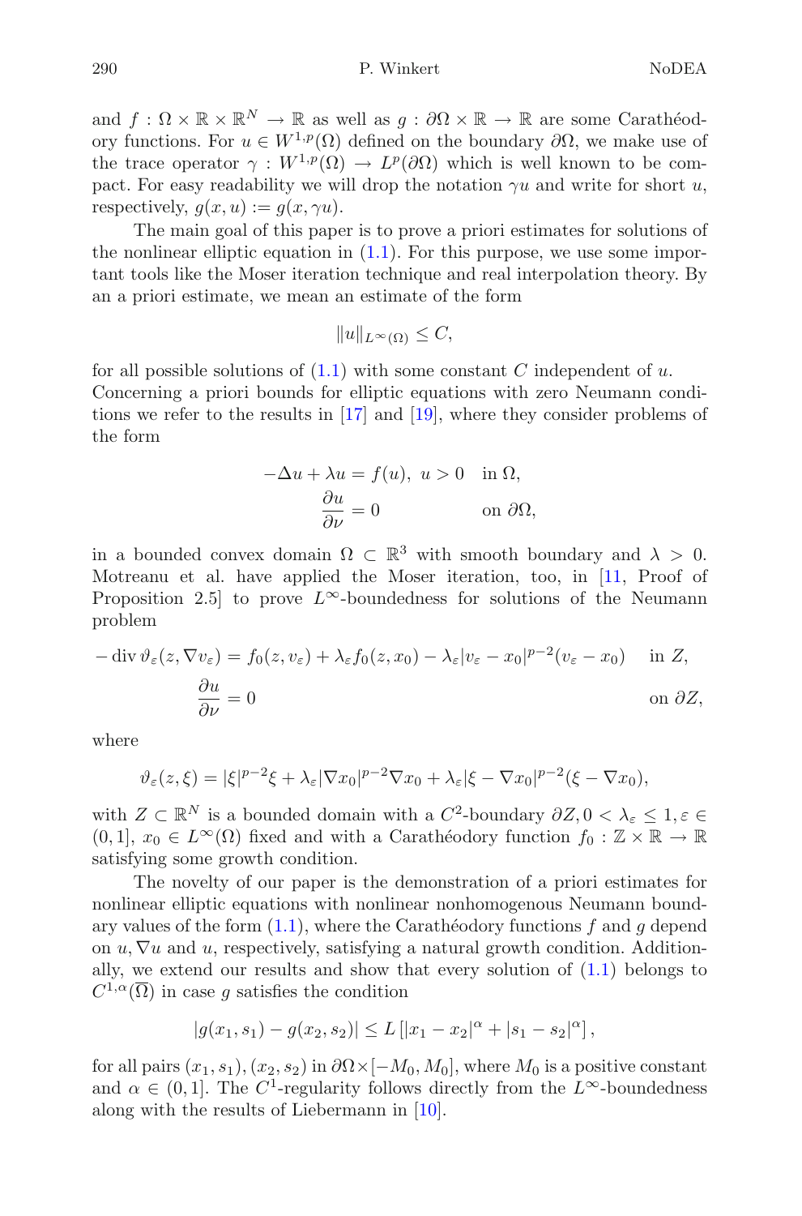and $f : \Omega \times \mathbb{R} \times \mathbb{R}^N \to \mathbb{R}$ as well as $g : \partial\Omega \times \mathbb{R} \to \mathbb{R}$ are some Carathéodory functions. For $u \in W^{1,p}(\Omega)$ defined on the boundary $\partial\Omega$, we make use of the trace operator $\gamma : W^{1,p}(\Omega) \to L^p(\partial\Omega)$ which is well known to be compact. For easy readability we will drop the notation $\gamma u$ and write for short $u$, respectively, $g(x, u) := g(x, \gamma u)$.

The main goal of this paper is to prove a priori estimates for solutions of the nonlinear elliptic equation in (1.1). For this purpose, we use some important tools like the Moser iteration technique and real interpolation theory. By an a priori estimate, we mean an estimate of the form

$$\|u\|_{L^\infty(\Omega)} \leq C,$$

for all possible solutions of (1.1) with some constant $C$ independent of $u$. Concerning a priori bounds for elliptic equations with zero Neumann conditions we refer to the results in [17] and [19], where they consider problems of the form

$$\begin{aligned} -\Delta u + \lambda u = f(u),\ u > 0 \quad & \text{in } \Omega, \\ \frac{\partial u}{\partial \nu} = 0 \quad & \text{on } \partial\Omega, \end{aligned}$$

in a bounded convex domain $\Omega \subset \mathbb{R}^3$ with smooth boundary and $\lambda > 0$. Motreanu et al. have applied the Moser iteration, too, in [11, Proof of Proposition 2.5] to prove $L^\infty$-boundedness for solutions of the Neumann problem

$$\begin{aligned} -\operatorname{div} \vartheta_\varepsilon(z, \nabla v_\varepsilon) = f_0(z, v_\varepsilon) + \lambda_\varepsilon f_0(z, x_0) - \lambda_\varepsilon |v_\varepsilon - x_0|^{p-2}(v_\varepsilon - x_0) \quad & \text{in } Z, \\ \frac{\partial u}{\partial \nu} = 0 \quad & \text{on } \partial Z, \end{aligned}$$

where

$$\vartheta_\varepsilon(z, \xi) = |\xi|^{p-2}\xi + \lambda_\varepsilon |\nabla x_0|^{p-2}\nabla x_0 + \lambda_\varepsilon |\xi - \nabla x_0|^{p-2}(\xi - \nabla x_0),$$

with $Z \subset \mathbb{R}^N$ is a bounded domain with a $C^2$-boundary $\partial Z, 0 < \lambda_\varepsilon \leq 1, \varepsilon \in (0, 1]$, $x_0 \in L^\infty(\Omega)$ fixed and with a Carathéodory function $f_0 : \mathbb{Z} \times \mathbb{R} \to \mathbb{R}$ satisfying some growth condition.

The novelty of our paper is the demonstration of a priori estimates for nonlinear elliptic equations with nonlinear nonhomogenous Neumann boundary values of the form (1.1), where the Carathéodory functions $f$ and $g$ depend on $u, \nabla u$ and $u$, respectively, satisfying a natural growth condition. Additionally, we extend our results and show that every solution of (1.1) belongs to $C^{1,\alpha}(\overline{\Omega})$ in case $g$ satisfies the condition

$$|g(x_1, s_1) - g(x_2, s_2)| \leq L\left[|x_1 - x_2|^\alpha + |s_1 - s_2|^\alpha\right],$$

for all pairs $(x_1, s_1), (x_2, s_2)$ in $\partial\Omega \times [-M_0, M_0]$, where $M_0$ is a positive constant and $\alpha \in (0, 1]$. The $C^1$-regularity follows directly from the $L^\infty$-boundedness along with the results of Liebermann in [10].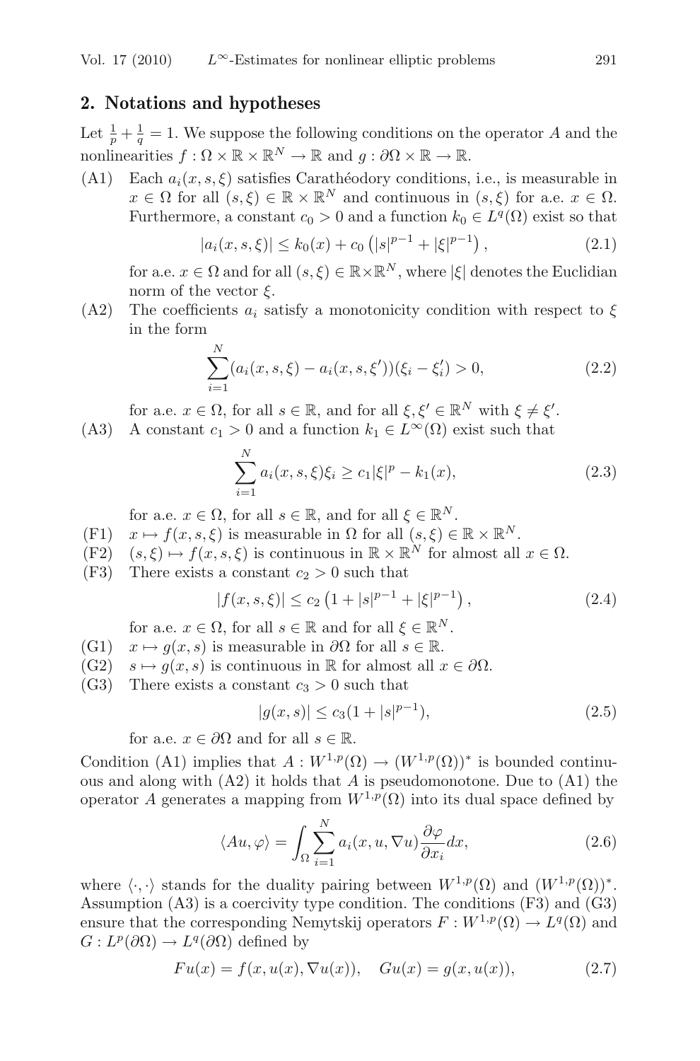## 2. Notations and hypotheses

Let $\frac{1}{p} + \frac{1}{q} = 1$. We suppose the following conditions on the operator $A$ and the nonlinearities $f : \Omega \times \mathbb{R} \times \mathbb{R}^N \to \mathbb{R}$ and $g : \partial\Omega \times \mathbb{R} \to \mathbb{R}$.

(A1) Each $a_i(x, s, \xi)$ satisfies Carathéodory conditions, i.e., is measurable in $x \in \Omega$ for all $(s, \xi) \in \mathbb{R} \times \mathbb{R}^N$ and continuous in $(s, \xi)$ for a.e. $x \in \Omega$. Furthermore, a constant $c_0 > 0$ and a function $k_0 \in L^q(\Omega)$ exist so that

$$|a_i(x, s, \xi)| \leq k_0(x) + c_0 \left(|s|^{p-1} + |\xi|^{p-1}\right), \tag{2.1}$$

for a.e. $x \in \Omega$ and for all $(s, \xi) \in \mathbb{R} \times \mathbb{R}^N$, where $|\xi|$ denotes the Euclidian norm of the vector $\xi$.

(A2) The coefficients $a_i$ satisfy a monotonicity condition with respect to $\xi$ in the form

$$\sum_{i=1}^{N} (a_i(x, s, \xi) - a_i(x, s, \xi'))(\xi_i - \xi'_i) > 0, \tag{2.2}$$

for a.e. $x \in \Omega$, for all $s \in \mathbb{R}$, and for all $\xi, \xi' \in \mathbb{R}^N$ with $\xi \neq \xi'$.

(A3) A constant $c_1 > 0$ and a function $k_1 \in L^\infty(\Omega)$ exist such that

$$\sum_{i=1}^{N} a_i(x, s, \xi)\xi_i \geq c_1|\xi|^p - k_1(x), \tag{2.3}$$

for a.e. $x \in \Omega$, for all $s \in \mathbb{R}$, and for all $\xi \in \mathbb{R}^N$.

(F1) $x \mapsto f(x, s, \xi)$ is measurable in $\Omega$ for all $(s, \xi) \in \mathbb{R} \times \mathbb{R}^N$.

(F2) $(s, \xi) \mapsto f(x, s, \xi)$ is continuous in $\mathbb{R} \times \mathbb{R}^N$ for almost all $x \in \Omega$.

(F3) There exists a constant $c_2 > 0$ such that

$$|f(x, s, \xi)| \leq c_2 \left(1 + |s|^{p-1} + |\xi|^{p-1}\right), \tag{2.4}$$

for a.e. $x \in \Omega$, for all $s \in \mathbb{R}$ and for all $\xi \in \mathbb{R}^N$.

(G1) $x \mapsto g(x, s)$ is measurable in $\partial\Omega$ for all $s \in \mathbb{R}$.

(G2) $s \mapsto g(x, s)$ is continuous in $\mathbb{R}$ for almost all $x \in \partial\Omega$.

(G3) There exists a constant $c_3 > 0$ such that

$$|g(x, s)| \leq c_3(1 + |s|^{p-1}), \tag{2.5}$$

for a.e. $x \in \partial\Omega$ and for all $s \in \mathbb{R}$.

Condition (A1) implies that $A : W^{1,p}(\Omega) \to (W^{1,p}(\Omega))^*$ is bounded continuous and along with (A2) it holds that $A$ is pseudomonotone. Due to (A1) the operator $A$ generates a mapping from $W^{1,p}(\Omega)$ into its dual space defined by

$$\langle Au, \varphi \rangle = \int_\Omega \sum_{i=1}^{N} a_i(x, u, \nabla u) \frac{\partial \varphi}{\partial x_i} dx, \tag{2.6}$$

where $\langle \cdot, \cdot \rangle$ stands for the duality pairing between $W^{1,p}(\Omega)$ and $(W^{1,p}(\Omega))^*$. Assumption (A3) is a coercivity type condition. The conditions (F3) and (G3) ensure that the corresponding Nemytskij operators $F : W^{1,p}(\Omega) \to L^q(\Omega)$ and $G : L^p(\partial\Omega) \to L^q(\partial\Omega)$ defined by

$$Fu(x) = f(x, u(x), \nabla u(x)), \quad Gu(x) = g(x, u(x)), \tag{2.7}$$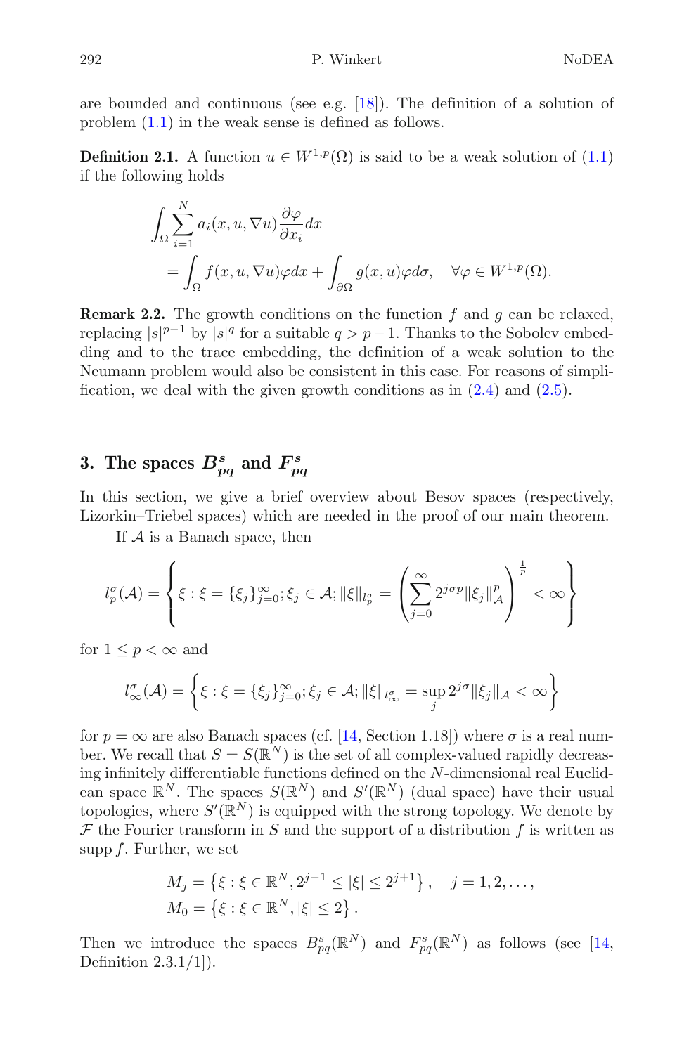are bounded and continuous (see e.g. [18]). The definition of a solution of problem (1.1) in the weak sense is defined as follows.

**Definition 2.1.** A function $u \in W^{1,p}(\Omega)$ is said to be a weak solution of (1.1) if the following holds

$$
\begin{aligned}
&\int_\Omega \sum_{i=1}^N a_i(x,u,\nabla u)\frac{\partial \varphi}{\partial x_i}dx \\
&\quad = \int_\Omega f(x,u,\nabla u)\varphi dx + \int_{\partial\Omega} g(x,u)\varphi d\sigma, \quad \forall \varphi \in W^{1,p}(\Omega).
\end{aligned}
$$

**Remark 2.2.** The growth conditions on the function $f$ and $g$ can be relaxed, replacing $|s|^{p-1}$ by $|s|^q$ for a suitable $q > p-1$. Thanks to the Sobolev embedding and to the trace embedding, the definition of a weak solution to the Neumann problem would also be consistent in this case. For reasons of simplification, we deal with the given growth conditions as in (2.4) and (2.5).

## 3. The spaces $B^s_{pq}$ and $F^s_{pq}$

In this section, we give a brief overview about Besov spaces (respectively, Lizorkin–Triebel spaces) which are needed in the proof of our main theorem.

If $\mathcal{A}$ is a Banach space, then

$$
l_p^\sigma(\mathcal{A}) = \left\{ \xi : \xi = \{\xi_j\}_{j=0}^\infty ; \xi_j \in \mathcal{A}; \|\xi\|_{l_p^\sigma} = \left( \sum_{j=0}^\infty 2^{j\sigma p}\|\xi_j\|_{\mathcal{A}}^p \right)^{\frac{1}{p}} < \infty \right\}
$$

for $1 \leq p < \infty$ and

$$
l_\infty^\sigma(\mathcal{A}) = \left\{ \xi : \xi = \{\xi_j\}_{j=0}^\infty ; \xi_j \in \mathcal{A}; \|\xi\|_{l_\infty^\sigma} = \sup_j 2^{j\sigma}\|\xi_j\|_{\mathcal{A}} < \infty \right\}
$$

for $p = \infty$ are also Banach spaces (cf. [14, Section 1.18]) where $\sigma$ is a real number. We recall that $S = S(\mathbb{R}^N)$ is the set of all complex-valued rapidly decreasing infinitely differentiable functions defined on the $N$-dimensional real Euclidean space $\mathbb{R}^N$. The spaces $S(\mathbb{R}^N)$ and $S'(\mathbb{R}^N)$ (dual space) have their usual topologies, where $S'(\mathbb{R}^N)$ is equipped with the strong topology. We denote by $\mathcal{F}$ the Fourier transform in $S$ and the support of a distribution $f$ is written as supp $f$. Further, we set

$$
\begin{aligned}
&M_j = \left\{ \xi : \xi \in \mathbb{R}^N, 2^{j-1} \leq |\xi| \leq 2^{j+1} \right\}, \quad j = 1, 2, \ldots, \\
&M_0 = \left\{ \xi : \xi \in \mathbb{R}^N, |\xi| \leq 2 \right\}.
\end{aligned}
$$

Then we introduce the spaces $B^s_{pq}(\mathbb{R}^N)$ and $F^s_{pq}(\mathbb{R}^N)$ as follows (see [14, Definition 2.3.1/1]).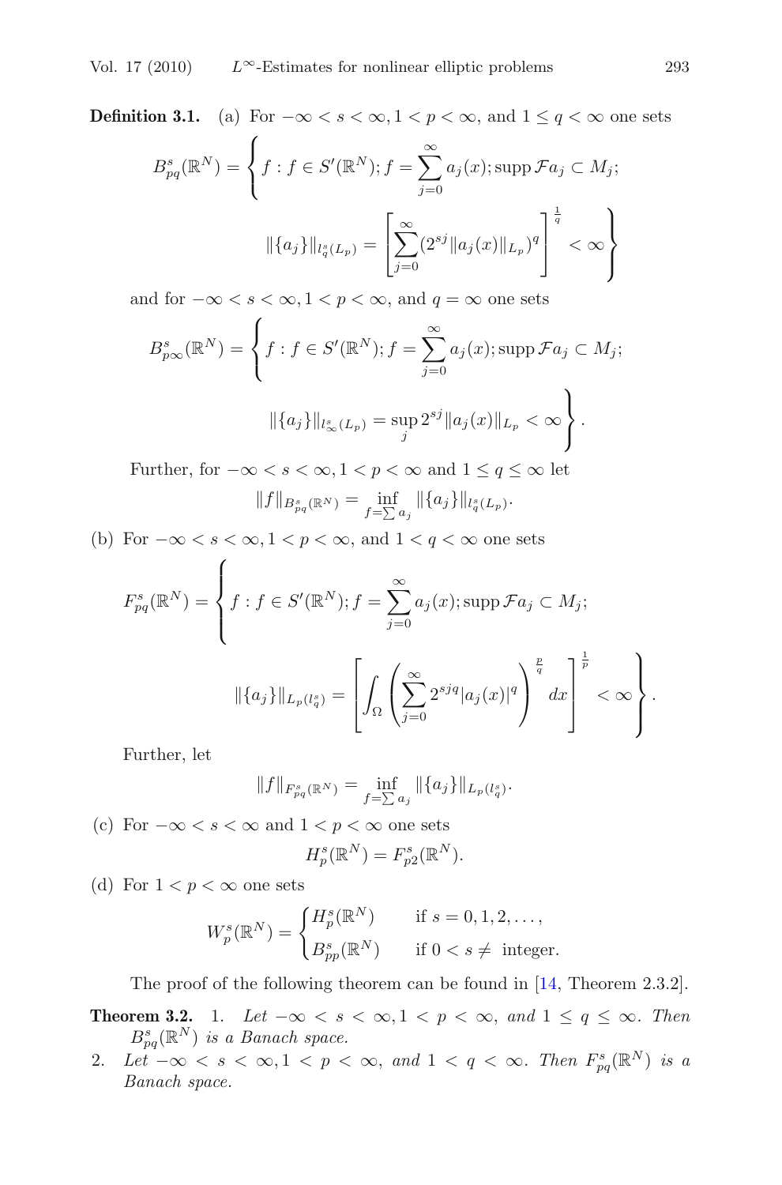**Definition 3.1.** (a) For $-\infty < s < \infty, 1 < p < \infty$, and $1 \le q < \infty$ one sets

$$B^s_{pq}(\mathbb{R}^N) = \left\{ f : f \in S'(\mathbb{R}^N); f = \sum_{j=0}^{\infty} a_j(x); \operatorname{supp} \mathcal{F}a_j \subset M_j; \right.$$

$$\left. \|\{a_j\}\|_{l^s_q(L_p)} = \left[ \sum_{j=0}^{\infty} (2^{sj} \|a_j(x)\|_{L_p})^q \right]^{\frac{1}{q}} < \infty \right\}$$

and for $-\infty < s < \infty, 1 < p < \infty$, and $q = \infty$ one sets

$$B^s_{p\infty}(\mathbb{R}^N) = \left\{ f : f \in S'(\mathbb{R}^N); f = \sum_{j=0}^{\infty} a_j(x); \operatorname{supp} \mathcal{F}a_j \subset M_j; \right.$$

$$\left. \|\{a_j\}\|_{l^s_\infty(L_p)} = \sup_j 2^{sj} \|a_j(x)\|_{L_p} < \infty \right\}.$$

Further, for $-\infty < s < \infty, 1 < p < \infty$ and $1 \le q \le \infty$ let

$$\|f\|_{B^s_{pq}(\mathbb{R}^N)} = \inf_{f = \sum a_j} \|\{a_j\}\|_{l^s_q(L_p)}.$$

(b) For $-\infty < s < \infty, 1 < p < \infty$, and $1 < q < \infty$ one sets

$$F^s_{pq}(\mathbb{R}^N) = \left\{ f : f \in S'(\mathbb{R}^N); f = \sum_{j=0}^{\infty} a_j(x); \operatorname{supp} \mathcal{F}a_j \subset M_j; \right.$$

$$\left. \|\{a_j\}\|_{L_p(l^s_q)} = \left[ \int_\Omega \left( \sum_{j=0}^{\infty} 2^{sjq} |a_j(x)|^q \right)^{\frac{p}{q}} dx \right]^{\frac{1}{p}} < \infty \right\}.$$

Further, let

$$\|f\|_{F^s_{pq}(\mathbb{R}^N)} = \inf_{f = \sum a_j} \|\{a_j\}\|_{L_p(l^s_q)}.$$

(c) For $-\infty < s < \infty$ and $1 < p < \infty$ one sets

$$H^s_p(\mathbb{R}^N) = F^s_{p2}(\mathbb{R}^N).$$

(d) For $1 < p < \infty$ one sets

$$W^s_p(\mathbb{R}^N) = \begin{cases} H^s_p(\mathbb{R}^N) & \text{if } s = 0, 1, 2, \ldots, \\ B^s_{pp}(\mathbb{R}^N) & \text{if } 0 < s \ne \text{ integer}. \end{cases}$$

The proof of the following theorem can be found in [14, Theorem 2.3.2].

**Theorem 3.2.** 1. *Let $-\infty < s < \infty, 1 < p < \infty$, and $1 \le q \le \infty$. Then $B^s_{pq}(\mathbb{R}^N)$ is a Banach space.*

2. *Let $-\infty < s < \infty, 1 < p < \infty$, and $1 < q < \infty$. Then $F^s_{pq}(\mathbb{R}^N)$ is a Banach space.*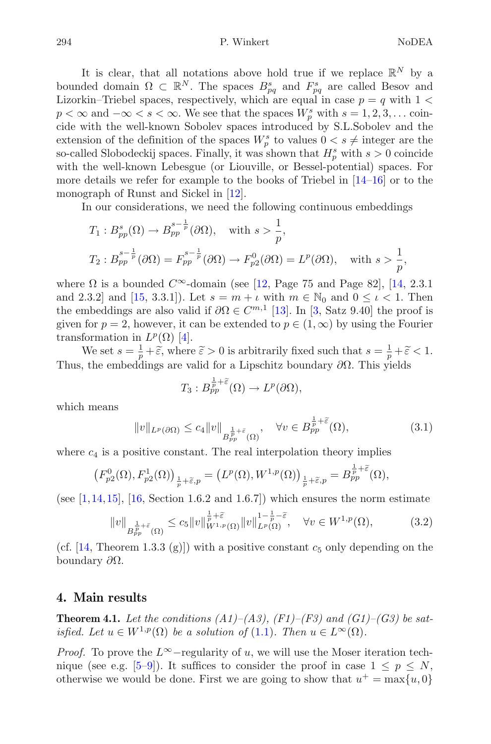It is clear, that all notations above hold true if we replace $\mathbb{R}^N$ by a bounded domain $\Omega \subset \mathbb{R}^N$. The spaces $B^s_{pq}$ and $F^s_{pq}$ are called Besov and Lizorkin–Triebel spaces, respectively, which are equal in case $p = q$ with $1 < p < \infty$ and $-\infty < s < \infty$. We see that the spaces $W^s_p$ with $s = 1, 2, 3, \dots$ coincide with the well-known Sobolev spaces introduced by S.L.Sobolev and the extension of the definition of the spaces $W^s_p$ to values $0 < s \neq$ integer are the so-called Slobodeckij spaces. Finally, it was shown that $H^s_p$ with $s > 0$ coincide with the well-known Lebesgue (or Liouville, or Bessel-potential) spaces. For more details we refer for example to the books of Triebel in [14–16] or to the monograph of Runst and Sickel in [12].

In our considerations, we need the following continuous embeddings

$$
\begin{aligned}
&T_1 : B^s_{pp}(\Omega) \to B^{s-\frac{1}{p}}_{pp}(\partial\Omega), \quad \text{with } s > \frac{1}{p}, \\
&T_2 : B^{s-\frac{1}{p}}_{pp}(\partial\Omega) = F^{s-\frac{1}{p}}_{pp}(\partial\Omega) \to F^0_{p2}(\partial\Omega) = L^p(\partial\Omega), \quad \text{with } s > \frac{1}{p},
\end{aligned}
$$

where $\Omega$ is a bounded $C^\infty$-domain (see [12, Page 75 and Page 82], [14, 2.3.1 and 2.3.2] and [15, 3.3.1]). Let $s = m + \iota$ with $m \in \mathbb{N}_0$ and $0 \leq \iota < 1$. Then the embeddings are also valid if $\partial\Omega \in C^{m,1}$ [13]. In [3, Satz 9.40] the proof is given for $p = 2$, however, it can be extended to $p \in (1, \infty)$ by using the Fourier transformation in $L^p(\Omega)$ [4].

We set $s = \frac{1}{p} + \tilde{\varepsilon}$, where $\tilde{\varepsilon} > 0$ is arbitrarily fixed such that $s = \frac{1}{p} + \tilde{\varepsilon} < 1$. Thus, the embeddings are valid for a Lipschitz boundary $\partial\Omega$. This yields

$$
T_3 : B^{\frac{1}{p}+\tilde{\varepsilon}}_{pp}(\Omega) \to L^p(\partial\Omega),
$$

which means

$$
\|v\|_{L^p(\partial\Omega)} \leq c_4 \|v\|_{B^{\frac{1}{p}+\tilde{\varepsilon}}_{pp}(\Omega)}, \quad \forall v \in B^{\frac{1}{p}+\tilde{\varepsilon}}_{pp}(\Omega), \tag{3.1}
$$

where $c_4$ is a positive constant. The real interpolation theory implies

$$
\left(F^0_{p2}(\Omega), F^1_{p2}(\Omega)\right)_{\frac{1}{p}+\tilde{\varepsilon},p} = \left(L^p(\Omega), W^{1,p}(\Omega)\right)_{\frac{1}{p}+\tilde{\varepsilon},p} = B^{\frac{1}{p}+\tilde{\varepsilon}}_{pp}(\Omega),
$$

(see [1,14,15], [16, Section 1.6.2 and 1.6.7]) which ensures the norm estimate

$$
\|v\|_{B^{\frac{1}{p}+\tilde{\varepsilon}}_{pp}(\Omega)} \leq c_5 \|v\|^{\frac{1}{p}+\tilde{\varepsilon}}_{W^{1,p}(\Omega)} \|v\|^{1-\frac{1}{p}-\tilde{\varepsilon}}_{L^p(\Omega)}, \quad \forall v \in W^{1,p}(\Omega), \tag{3.2}
$$

(cf. [14, Theorem 1.3.3 (g)]) with a positive constant $c_5$ only depending on the boundary $\partial\Omega$.

## 4. Main results

**Theorem 4.1.** *Let the conditions (A1)–(A3), (F1)–(F3) and (G1)–(G3) be satisfied. Let $u \in W^{1,p}(\Omega)$ be a solution of (1.1). Then $u \in L^\infty(\Omega)$.*

*Proof.* To prove the $L^\infty$−regularity of $u$, we will use the Moser iteration technique (see e.g. [5–9]). It suffices to consider the proof in case $1 \leq p \leq N$, otherwise we would be done. First we are going to show that $u^+ = \max\{u, 0\}$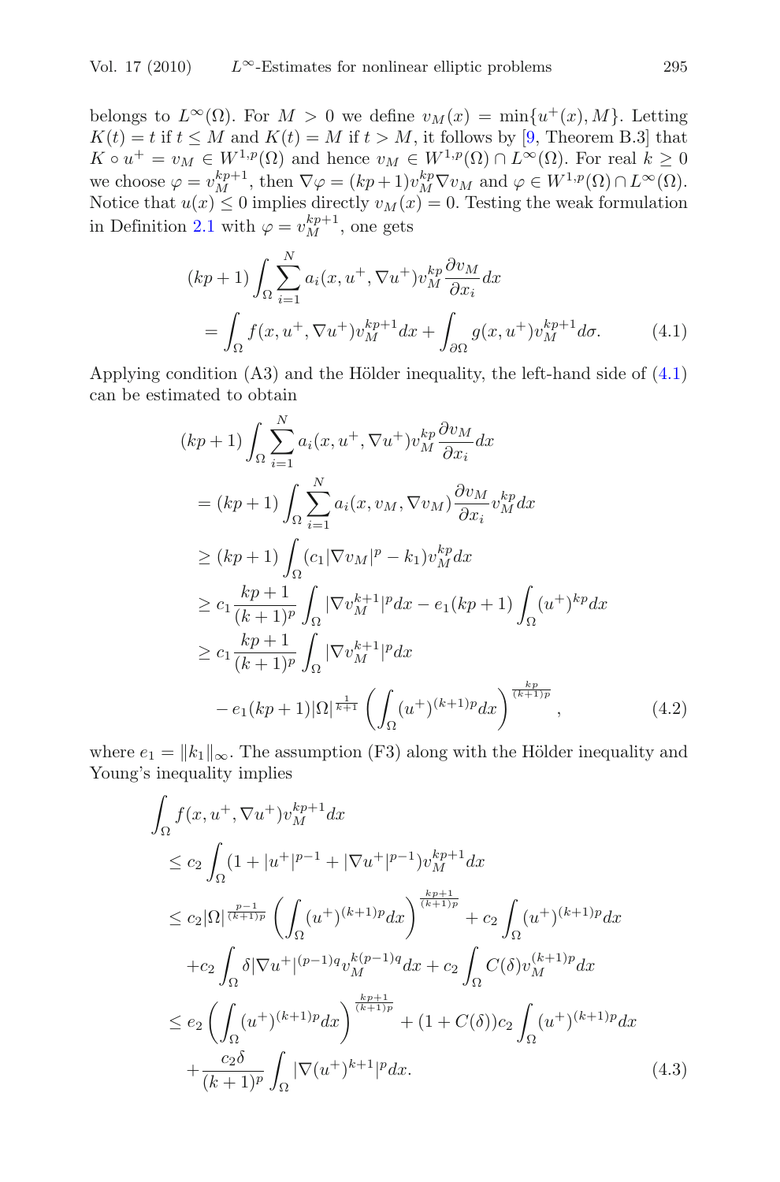belongs to $L^\infty(\Omega)$. For $M > 0$ we define $v_M(x) = \min\{u^+(x), M\}$. Letting $K(t) = t$ if $t \leq M$ and $K(t) = M$ if $t > M$, it follows by [9, Theorem B.3] that $K \circ u^+ = v_M \in W^{1,p}(\Omega)$ and hence $v_M \in W^{1,p}(\Omega) \cap L^\infty(\Omega)$. For real $k \geq 0$ we choose $\varphi = v_M^{kp+1}$, then $\nabla\varphi = (kp+1)v_M^{kp}\nabla v_M$ and $\varphi \in W^{1,p}(\Omega) \cap L^\infty(\Omega)$. Notice that $u(x) \leq 0$ implies directly $v_M(x) = 0$. Testing the weak formulation in Definition 2.1 with $\varphi = v_M^{kp+1}$, one gets

$$
\begin{aligned}
&(kp+1)\int_\Omega \sum_{i=1}^N a_i(x,u^+,\nabla u^+)v_M^{kp}\frac{\partial v_M}{\partial x_i}dx \\
&\quad = \int_\Omega f(x,u^+,\nabla u^+)v_M^{kp+1}dx + \int_{\partial\Omega} g(x,u^+)v_M^{kp+1}d\sigma. \qquad (4.1)
\end{aligned}
$$

Applying condition (A3) and the Hölder inequality, the left-hand side of (4.1) can be estimated to obtain

$$
\begin{aligned}
&(kp+1)\int_\Omega \sum_{i=1}^N a_i(x,u^+,\nabla u^+)v_M^{kp}\frac{\partial v_M}{\partial x_i}dx \\
&= (kp+1)\int_\Omega \sum_{i=1}^N a_i(x,v_M,\nabla v_M)\frac{\partial v_M}{\partial x_i}v_M^{kp}dx \\
&\geq (kp+1)\int_\Omega (c_1|\nabla v_M|^p - k_1)v_M^{kp}dx \\
&\geq c_1\frac{kp+1}{(k+1)^p}\int_\Omega |\nabla v_M^{k+1}|^p dx - e_1(kp+1)\int_\Omega (u^+)^{kp}dx \\
&\geq c_1\frac{kp+1}{(k+1)^p}\int_\Omega |\nabla v_M^{k+1}|^p dx \\
&\quad - e_1(kp+1)|\Omega|^{\frac{1}{k+1}}\left(\int_\Omega (u^+)^{(k+1)p}dx\right)^{\frac{kp}{(k+1)p}}, \qquad (4.2)
\end{aligned}
$$

where $e_1 = \|k_1\|_\infty$. The assumption (F3) along with the Hölder inequality and Young's inequality implies

$$
\begin{aligned}
&\int_\Omega f(x,u^+,\nabla u^+)v_M^{kp+1}dx \\
&\leq c_2\int_\Omega (1+|u^+|^{p-1}+|\nabla u^+|^{p-1})v_M^{kp+1}dx \\
&\leq c_2|\Omega|^{\frac{p-1}{(k+1)p}}\left(\int_\Omega (u^+)^{(k+1)p}dx\right)^{\frac{kp+1}{(k+1)p}} + c_2\int_\Omega (u^+)^{(k+1)p}dx \\
&\quad + c_2\int_\Omega \delta|\nabla u^+|^{(p-1)q}v_M^{k(p-1)q}dx + c_2\int_\Omega C(\delta)v_M^{(k+1)p}dx \\
&\leq e_2\left(\int_\Omega (u^+)^{(k+1)p}dx\right)^{\frac{kp+1}{(k+1)p}} + (1+C(\delta))c_2\int_\Omega (u^+)^{(k+1)p}dx \\
&\quad + \frac{c_2\delta}{(k+1)^p}\int_\Omega |\nabla(u^+)^{k+1}|^p dx. \qquad (4.3)
\end{aligned}
$$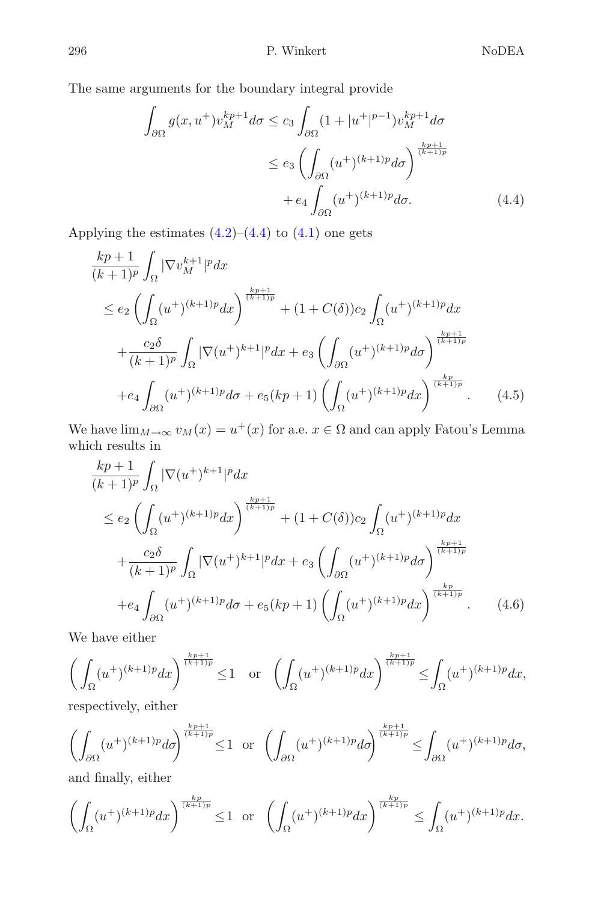The same arguments for the boundary integral provide

$$
\begin{aligned}
\int_{\partial\Omega} g(x,u^+)v_M^{kp+1}d\sigma &\leq c_3 \int_{\partial\Omega}(1+|u^+|^{p-1})v_M^{kp+1}d\sigma \\
&\leq e_3 \left(\int_{\partial\Omega}(u^+)^{(k+1)p}d\sigma\right)^{\frac{kp+1}{(k+1)p}} \\
&\quad + e_4 \int_{\partial\Omega}(u^+)^{(k+1)p}d\sigma. \qquad (4.4)
\end{aligned}
$$

Applying the estimates (4.2)–(4.4) to (4.1) one gets

$$
\begin{aligned}
&\frac{kp+1}{(k+1)^p}\int_\Omega |\nabla v_M^{k+1}|^p dx \\
&\leq e_2 \left(\int_\Omega (u^+)^{(k+1)p}dx\right)^{\frac{kp+1}{(k+1)p}} + (1+C(\delta))c_2 \int_\Omega (u^+)^{(k+1)p}dx \\
&\quad + \frac{c_2\delta}{(k+1)^p}\int_\Omega |\nabla (u^+)^{k+1}|^p dx + e_3 \left(\int_{\partial\Omega}(u^+)^{(k+1)p}d\sigma\right)^{\frac{kp+1}{(k+1)p}} \\
&\quad + e_4 \int_{\partial\Omega}(u^+)^{(k+1)p}d\sigma + e_5(kp+1)\left(\int_\Omega (u^+)^{(k+1)p}dx\right)^{\frac{kp}{(k+1)p}}. \qquad (4.5)
\end{aligned}
$$

We have $\lim_{M\to\infty} v_M(x) = u^+(x)$ for a.e. $x \in \Omega$ and can apply Fatou's Lemma which results in

$$
\begin{aligned}
&\frac{kp+1}{(k+1)^p}\int_\Omega |\nabla (u^+)^{k+1}|^p dx \\
&\leq e_2 \left(\int_\Omega (u^+)^{(k+1)p}dx\right)^{\frac{kp+1}{(k+1)p}} + (1+C(\delta))c_2 \int_\Omega (u^+)^{(k+1)p}dx \\
&\quad + \frac{c_2\delta}{(k+1)^p}\int_\Omega |\nabla (u^+)^{k+1}|^p dx + e_3 \left(\int_{\partial\Omega}(u^+)^{(k+1)p}d\sigma\right)^{\frac{kp+1}{(k+1)p}} \\
&\quad + e_4 \int_{\partial\Omega}(u^+)^{(k+1)p}d\sigma + e_5(kp+1)\left(\int_\Omega (u^+)^{(k+1)p}dx\right)^{\frac{kp}{(k+1)p}}. \qquad (4.6)
\end{aligned}
$$

We have either

$$
\left(\int_\Omega (u^+)^{(k+1)p}dx\right)^{\frac{kp+1}{(k+1)p}} \leq 1 \quad \text{or} \quad \left(\int_\Omega (u^+)^{(k+1)p}dx\right)^{\frac{kp+1}{(k+1)p}} \leq \int_\Omega (u^+)^{(k+1)p}dx,
$$

respectively, either

$$
\left(\int_{\partial\Omega} (u^+)^{(k+1)p}d\sigma\right)^{\frac{kp+1}{(k+1)p}} \leq 1 \quad \text{or} \quad \left(\int_{\partial\Omega} (u^+)^{(k+1)p}d\sigma\right)^{\frac{kp+1}{(k+1)p}} \leq \int_{\partial\Omega} (u^+)^{(k+1)p}d\sigma,
$$

and finally, either

$$
\left(\int_\Omega (u^+)^{(k+1)p}dx\right)^{\frac{kp}{(k+1)p}} \leq 1 \quad \text{or} \quad \left(\int_\Omega (u^+)^{(k+1)p}dx\right)^{\frac{kp}{(k+1)p}} \leq \int_\Omega (u^+)^{(k+1)p}dx.
$$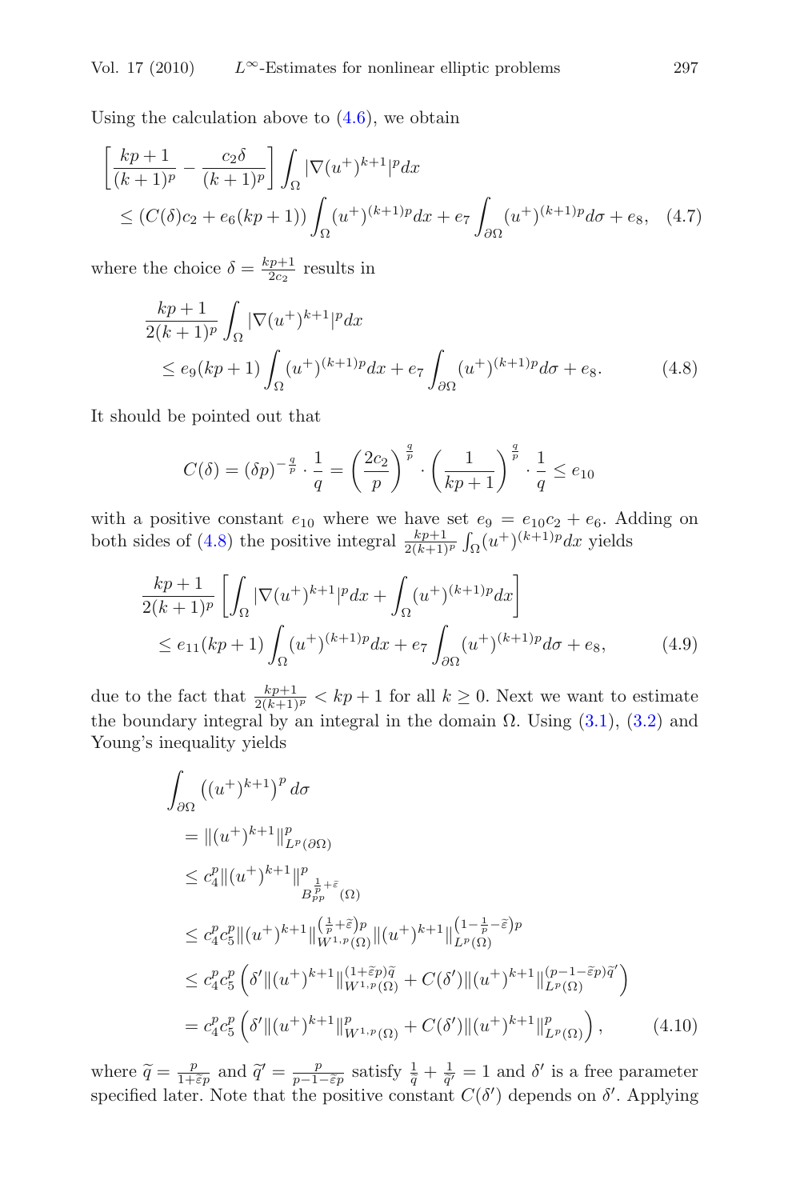Using the calculation above to (4.6), we obtain

$$\left[\frac{kp+1}{(k+1)^p} - \frac{c_2\delta}{(k+1)^p}\right] \int_\Omega |\nabla (u^+)^{k+1}|^p dx$$
$$\leq (C(\delta)c_2 + e_6(kp+1)) \int_\Omega (u^+)^{(k+1)p} dx + e_7 \int_{\partial\Omega} (u^+)^{(k+1)p} d\sigma + e_8, \quad (4.7)$$

where the choice $\delta = \frac{kp+1}{2c_2}$ results in

$$\frac{kp+1}{2(k+1)^p} \int_\Omega |\nabla (u^+)^{k+1}|^p dx$$
$$\leq e_9(kp+1) \int_\Omega (u^+)^{(k+1)p} dx + e_7 \int_{\partial\Omega} (u^+)^{(k+1)p} d\sigma + e_8. \quad (4.8)$$

It should be pointed out that

$$C(\delta) = (\delta p)^{-\frac{q}{p}} \cdot \frac{1}{q} = \left(\frac{2c_2}{p}\right)^{\frac{q}{p}} \cdot \left(\frac{1}{kp+1}\right)^{\frac{q}{p}} \cdot \frac{1}{q} \leq e_{10}$$

with a positive constant $e_{10}$ where we have set $e_9 = e_{10}c_2 + e_6$. Adding on both sides of (4.8) the positive integral $\frac{kp+1}{2(k+1)^p} \int_\Omega (u^+)^{(k+1)p} dx$ yields

$$\frac{kp+1}{2(k+1)^p} \left[\int_\Omega |\nabla (u^+)^{k+1}|^p dx + \int_\Omega (u^+)^{(k+1)p} dx\right]$$
$$\leq e_{11}(kp+1) \int_\Omega (u^+)^{(k+1)p} dx + e_7 \int_{\partial\Omega} (u^+)^{(k+1)p} d\sigma + e_8, \quad (4.9)$$

due to the fact that $\frac{kp+1}{2(k+1)^p} < kp+1$ for all $k \geq 0$. Next we want to estimate the boundary integral by an integral in the domain $\Omega$. Using (3.1), (3.2) and Young's inequality yields

$$\begin{aligned}
&\int_{\partial\Omega} \left((u^+)^{k+1}\right)^p d\sigma \\
&= \|(u^+)^{k+1}\|^p_{L^p(\partial\Omega)} \\
&\leq c_4^p \|(u^+)^{k+1}\|^p_{B^{\frac{1}{p}+\tilde{\varepsilon}}_{pp}(\Omega)} \\
&\leq c_4^p c_5^p \|(u^+)^{k+1}\|^{\left(\frac{1}{p}+\tilde{\varepsilon}\right)p}_{W^{1,p}(\Omega)} \|(u^+)^{k+1}\|^{\left(1-\frac{1}{p}-\tilde{\varepsilon}\right)p}_{L^p(\Omega)} \\
&\leq c_4^p c_5^p \left(\delta' \|(u^+)^{k+1}\|^{(1+\tilde{\varepsilon}p)\tilde{q}}_{W^{1,p}(\Omega)} + C(\delta') \|(u^+)^{k+1}\|^{(p-1-\tilde{\varepsilon}p)\tilde{q}'}_{L^p(\Omega)}\right) \\
&= c_4^p c_5^p \left(\delta' \|(u^+)^{k+1}\|^p_{W^{1,p}(\Omega)} + C(\delta') \|(u^+)^{k+1}\|^p_{L^p(\Omega)}\right), \qquad (4.10)
\end{aligned}$$

where $\tilde{q} = \frac{p}{1+\tilde{\varepsilon}p}$ and $\tilde{q}' = \frac{p}{p-1-\tilde{\varepsilon}p}$ satisfy $\frac{1}{\tilde{q}} + \frac{1}{\tilde{q}'} = 1$ and $\delta'$ is a free parameter specified later. Note that the positive constant $C(\delta')$ depends on $\delta'$. Applying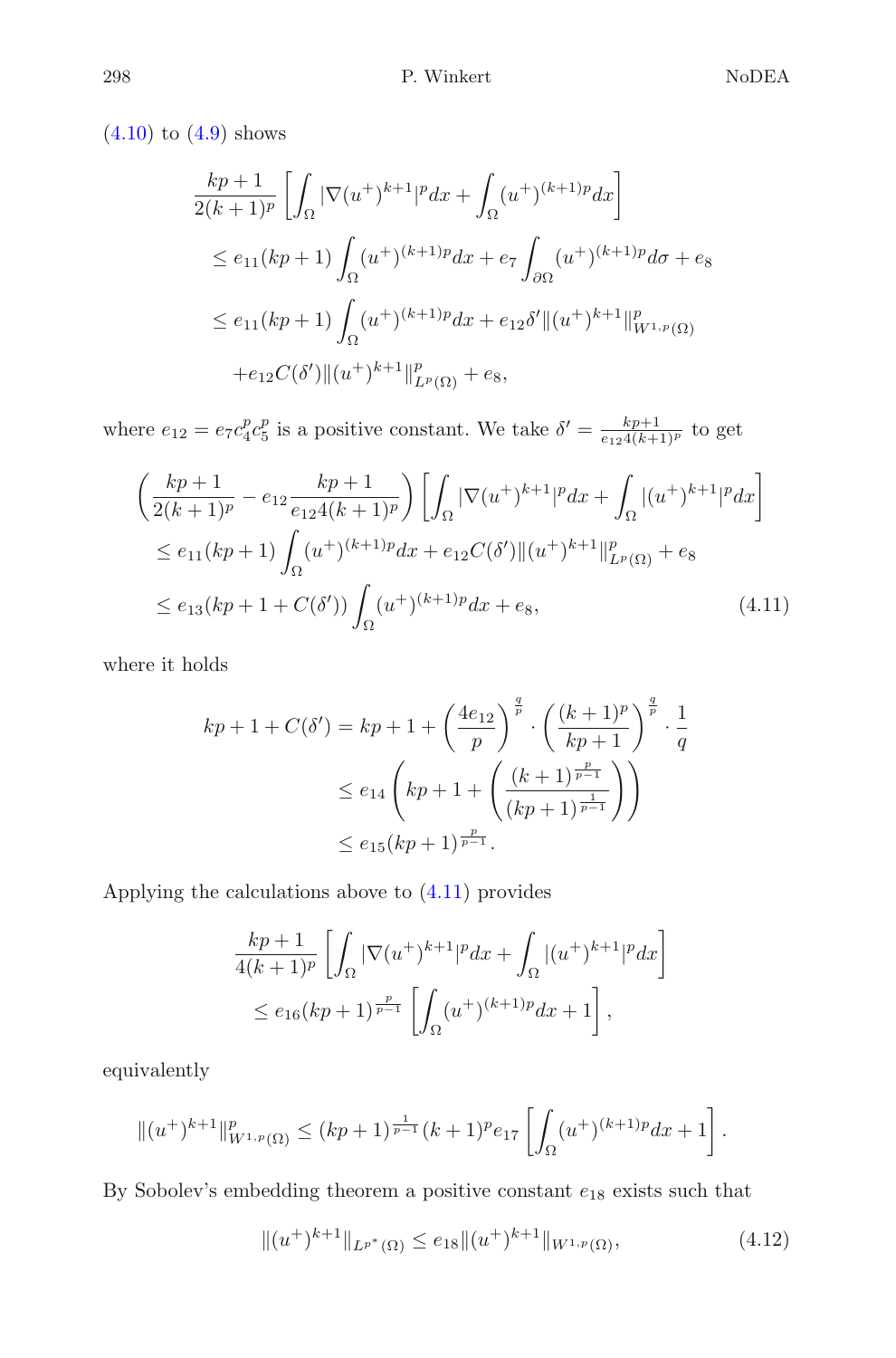(4.10) to (4.9) shows

$$
\begin{aligned}
&\frac{kp+1}{2(k+1)^p}\left[\int_\Omega |\nabla (u^+)^{k+1}|^p dx + \int_\Omega (u^+)^{(k+1)p} dx\right]\\
&\quad \le e_{11}(kp+1)\int_\Omega (u^+)^{(k+1)p}dx + e_7\int_{\partial\Omega}(u^+)^{(k+1)p}d\sigma + e_8\\
&\quad \le e_{11}(kp+1)\int_\Omega (u^+)^{(k+1)p}dx + e_{12}\delta'\|(u^+)^{k+1}\|^p_{W^{1,p}(\Omega)}\\
&\qquad + e_{12}C(\delta')\|(u^+)^{k+1}\|^p_{L^p(\Omega)} + e_8,
\end{aligned}
$$

where $e_{12} = e_7 c_4^p c_5^p$ is a positive constant. We take $\delta' = \frac{kp+1}{e_{12}4(k+1)^p}$ to get

$$
\begin{aligned}
&\left(\frac{kp+1}{2(k+1)^p} - e_{12}\frac{kp+1}{e_{12}4(k+1)^p}\right)\left[\int_\Omega |\nabla (u^+)^{k+1}|^p dx + \int_\Omega |(u^+)^{k+1}|^p dx\right]\\
&\quad \le e_{11}(kp+1)\int_\Omega (u^+)^{(k+1)p}dx + e_{12}C(\delta')\|(u^+)^{k+1}\|^p_{L^p(\Omega)} + e_8\\
&\quad \le e_{13}(kp+1+C(\delta'))\int_\Omega (u^+)^{(k+1)p}dx + e_8, \qquad (4.11)
\end{aligned}
$$

where it holds

$$
\begin{aligned}
kp+1+C(\delta') &= kp+1+\left(\frac{4e_{12}}{p}\right)^{\frac{q}{p}}\cdot\left(\frac{(k+1)^p}{kp+1}\right)^{\frac{q}{p}}\cdot\frac{1}{q}\\
&\le e_{14}\left(kp+1+\left(\frac{(k+1)^{\frac{p}{p-1}}}{(kp+1)^{\frac{1}{p-1}}}\right)\right)\\
&\le e_{15}(kp+1)^{\frac{p}{p-1}}.
\end{aligned}
$$

Applying the calculations above to (4.11) provides

$$
\begin{aligned}
&\frac{kp+1}{4(k+1)^p}\left[\int_\Omega |\nabla (u^+)^{k+1}|^p dx + \int_\Omega |(u^+)^{k+1}|^p dx\right]\\
&\quad \le e_{16}(kp+1)^{\frac{p}{p-1}}\left[\int_\Omega (u^+)^{(k+1)p}dx + 1\right],
\end{aligned}
$$

equivalently

$$
\|(u^+)^{k+1}\|^p_{W^{1,p}(\Omega)} \le (kp+1)^{\frac{1}{p-1}}(k+1)^p e_{17}\left[\int_\Omega (u^+)^{(k+1)p}dx + 1\right].
$$

By Sobolev's embedding theorem a positive constant $e_{18}$ exists such that

$$
\|(u^+)^{k+1}\|_{L^{p^*}(\Omega)} \le e_{18}\|(u^+)^{k+1}\|_{W^{1,p}(\Omega)}, \qquad (4.12)
$$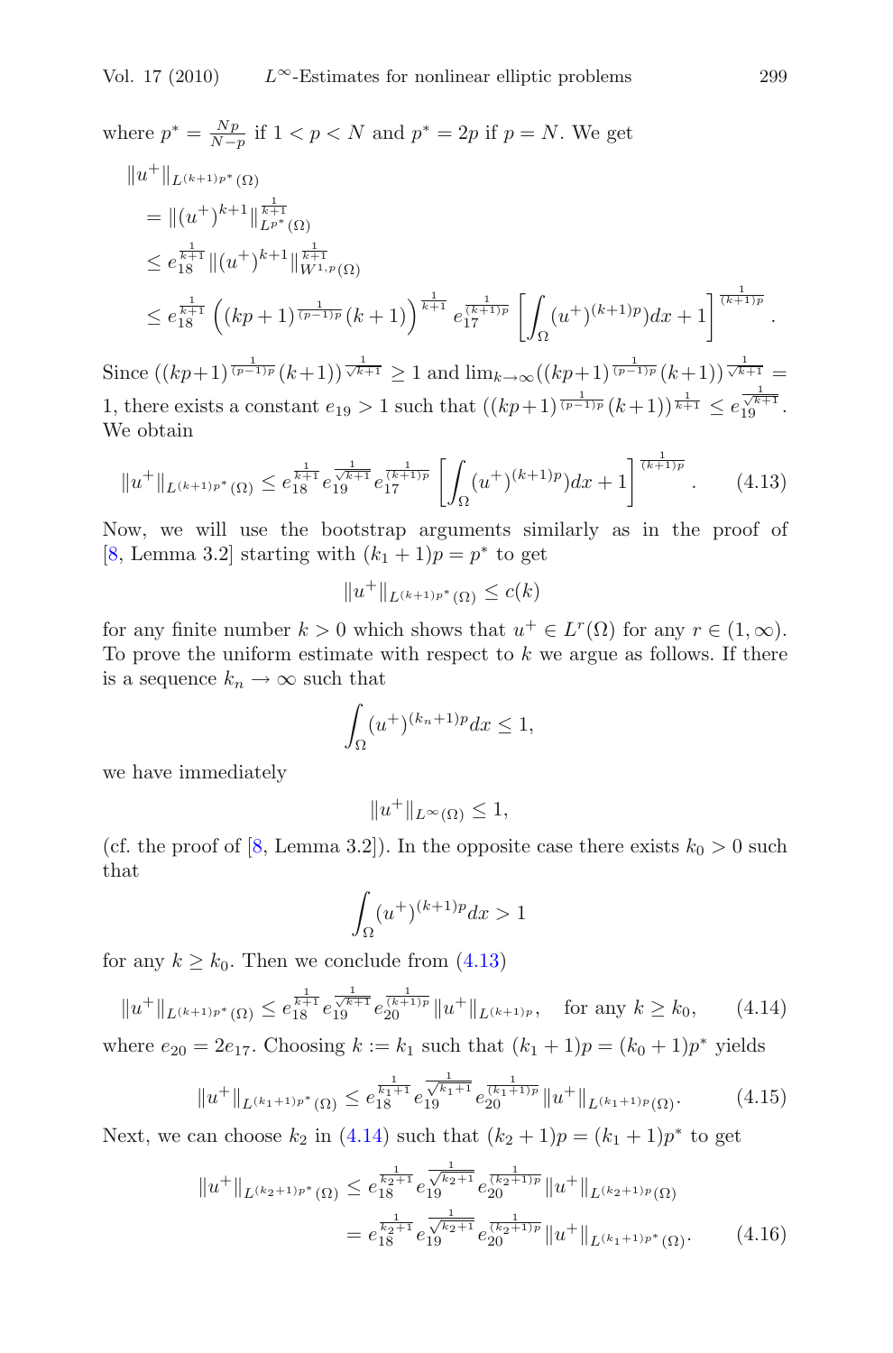where $p^* = \frac{Np}{N-p}$ if $1 < p < N$ and $p^* = 2p$ if $p = N$. We get

$$
\begin{aligned}
&\|u^+\|_{L^{(k+1)p^*}(\Omega)} \\
&= \|(u^+)^{k+1}\|_{L^{p^*}(\Omega)}^{\frac{1}{k+1}} \\
&\le e_{18}^{\frac{1}{k+1}} \|(u^+)^{k+1}\|_{W^{1,p}(\Omega)}^{\frac{1}{k+1}} \\
&\le e_{18}^{\frac{1}{k+1}} \left( (kp+1)^{\frac{1}{(p-1)p}} (k+1) \right)^{\frac{1}{k+1}} e_{17}^{\frac{1}{(k+1)p}} \left[ \int_\Omega (u^+)^{(k+1)p} dx + 1 \right]^{\frac{1}{(k+1)p}}.
\end{aligned}
$$

Since $((kp+1)^{\frac{1}{(p-1)p}}(k+1))^{\frac{1}{\sqrt{k+1}}} \ge 1$ and $\lim_{k\to\infty}((kp+1)^{\frac{1}{(p-1)p}}(k+1))^{\frac{1}{\sqrt{k+1}}} = 1$, there exists a constant $e_{19} > 1$ such that $((kp+1)^{\frac{1}{(p-1)p}}(k+1))^{\frac{1}{k+1}} \le e_{19}^{\frac{1}{\sqrt{k+1}}}$. We obtain

$$
\|u^+\|_{L^{(k+1)p^*}(\Omega)} \le e_{18}^{\frac{1}{k+1}} e_{19}^{\frac{1}{\sqrt{k+1}}} e_{17}^{\frac{1}{(k+1)p}} \left[ \int_\Omega (u^+)^{(k+1)p} dx + 1 \right]^{\frac{1}{(k+1)p}}. \tag{4.13}
$$

Now, we will use the bootstrap arguments similarly as in the proof of [8, Lemma 3.2] starting with $(k_1+1)p = p^*$ to get

$$
\|u^+\|_{L^{(k+1)p^*}(\Omega)} \le c(k)
$$

for any finite number $k > 0$ which shows that $u^+ \in L^r(\Omega)$ for any $r \in (1, \infty)$. To prove the uniform estimate with respect to $k$ we argue as follows. If there is a sequence $k_n \to \infty$ such that

$$
\int_\Omega (u^+)^{(k_n+1)p} dx \le 1,
$$

we have immediately

$$
\|u^+\|_{L^\infty(\Omega)} \le 1,
$$

(cf. the proof of [8, Lemma 3.2]). In the opposite case there exists $k_0 > 0$ such that

$$
\int_\Omega (u^+)^{(k+1)p} dx > 1
$$

for any $k \ge k_0$. Then we conclude from (4.13)

$$
\|u^+\|_{L^{(k+1)p^*}(\Omega)} \le e_{18}^{\frac{1}{k+1}} e_{19}^{\frac{1}{\sqrt{k+1}}} e_{20}^{\frac{1}{(k+1)p}} \|u^+\|_{L^{(k+1)p}}, \quad \text{for any } k \ge k_0, \tag{4.14}
$$

where $e_{20} = 2e_{17}$. Choosing $k := k_1$ such that $(k_1+1)p = (k_0+1)p^*$ yields

$$
\|u^+\|_{L^{(k_1+1)p^*}(\Omega)} \le e_{18}^{\frac{1}{k_1+1}} e_{19}^{\frac{1}{\sqrt{k_1+1}}} e_{20}^{\frac{1}{(k_1+1)p}} \|u^+\|_{L^{(k_1+1)p}(\Omega)}. \tag{4.15}
$$

Next, we can choose $k_2$ in (4.14) such that $(k_2+1)p = (k_1+1)p^*$ to get

$$
\begin{aligned}
\|u^+\|_{L^{(k_2+1)p^*}(\Omega)} &\le e_{18}^{\frac{1}{k_2+1}} e_{19}^{\frac{1}{\sqrt{k_2+1}}} e_{20}^{\frac{1}{(k_2+1)p}} \|u^+\|_{L^{(k_2+1)p}(\Omega)} \\
&= e_{18}^{\frac{1}{k_2+1}} e_{19}^{\frac{1}{\sqrt{k_2+1}}} e_{20}^{\frac{1}{(k_2+1)p}} \|u^+\|_{L^{(k_1+1)p^*}(\Omega)}.
\end{aligned} \tag{4.16}
$$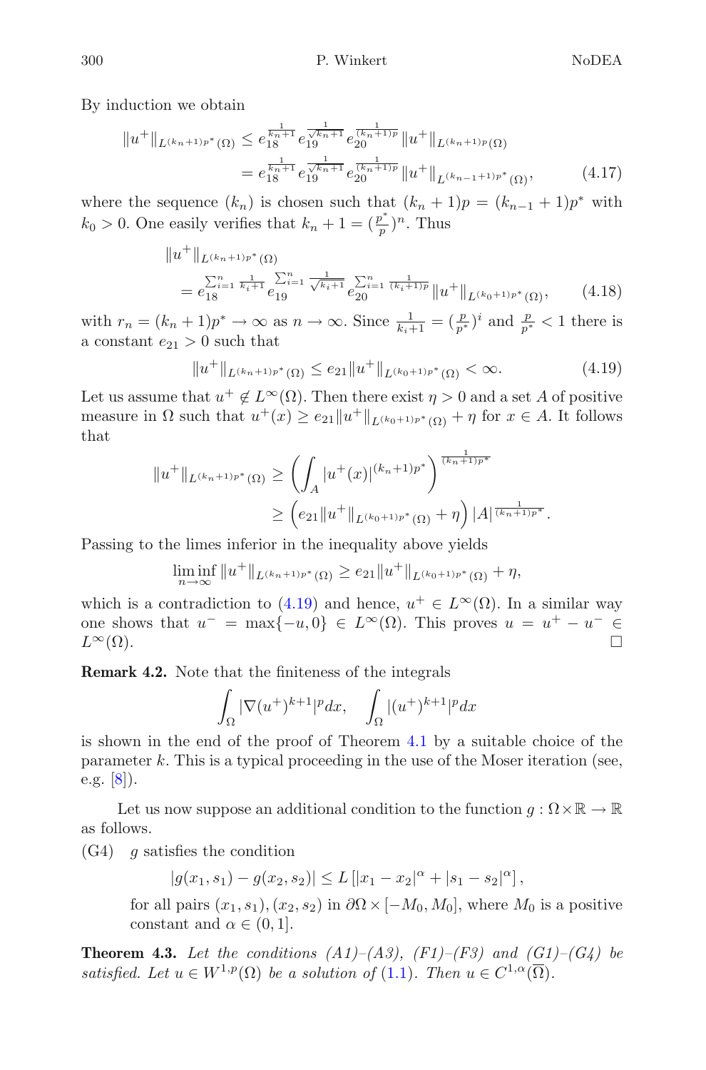By induction we obtain

$$
\begin{aligned}
\|u^+\|_{L^{(k_n+1)p^*}(\Omega)} &\le e_{18}^{\frac{1}{k_n+1}} e_{19}^{\frac{1}{\sqrt{k_n+1}}} e_{20}^{\frac{1}{(k_n+1)p}} \|u^+\|_{L^{(k_n+1)p}(\Omega)} \\
&= e_{18}^{\frac{1}{k_n+1}} e_{19}^{\frac{1}{\sqrt{k_n+1}}} e_{20}^{\frac{1}{(k_n+1)p}} \|u^+\|_{L^{(k_{n-1}+1)p^*}(\Omega)}, \qquad (4.17)
\end{aligned}
$$

where the sequence $(k_n)$ is chosen such that $(k_n+1)p = (k_{n-1}+1)p^*$ with $k_0 > 0$. One easily verifies that $k_n + 1 = (\frac{p^*}{p})^n$. Thus

$$
\begin{aligned}
&\|u^+\|_{L^{(k_n+1)p^*}(\Omega)} \\
&\quad = e_{18}^{\sum_{i=1}^n \frac{1}{k_i+1}} e_{19}^{\sum_{i=1}^n \frac{1}{\sqrt{k_i+1}}} e_{20}^{\sum_{i=1}^n \frac{1}{(k_i+1)p}} \|u^+\|_{L^{(k_0+1)p^*}(\Omega)}, \qquad (4.18)
\end{aligned}
$$

with $r_n = (k_n+1)p^* \to \infty$ as $n \to \infty$. Since $\frac{1}{k_i+1} = (\frac{p}{p^*})^i$ and $\frac{p}{p^*} < 1$ there is a constant $e_{21} > 0$ such that

$$
\|u^+\|_{L^{(k_n+1)p^*}(\Omega)} \le e_{21} \|u^+\|_{L^{(k_0+1)p^*}(\Omega)} < \infty. \qquad (4.19)
$$

Let us assume that $u^+ \notin L^\infty(\Omega)$. Then there exist $\eta > 0$ and a set $A$ of positive measure in $\Omega$ such that $u^+(x) \ge e_{21}\|u^+\|_{L^{(k_0+1)p^*}(\Omega)} + \eta$ for $x \in A$. It follows that

$$
\begin{aligned}
\|u^+\|_{L^{(k_n+1)p^*}(\Omega)} &\ge \left( \int_A |u^+(x)|^{(k_n+1)p^*} \right)^{\frac{1}{(k_n+1)p^*}} \\
&\ge \left( e_{21}\|u^+\|_{L^{(k_0+1)p^*}(\Omega)} + \eta \right) |A|^{\frac{1}{(k_n+1)p^*}}.
\end{aligned}
$$

Passing to the limes inferior in the inequality above yields

$$
\liminf_{n\to\infty} \|u^+\|_{L^{(k_n+1)p^*}(\Omega)} \ge e_{21}\|u^+\|_{L^{(k_0+1)p^*}(\Omega)} + \eta,
$$

which is a contradiction to (4.19) and hence, $u^+ \in L^\infty(\Omega)$. In a similar way one shows that $u^- = \max\{-u, 0\} \in L^\infty(\Omega)$. This proves $u = u^+ - u^- \in L^\infty(\Omega)$. ∎

**Remark 4.2.** Note that the finiteness of the integrals

$$
\int_\Omega |\nabla (u^+)^{k+1}|^p dx, \quad \int_\Omega |(u^+)^{k+1}|^p dx
$$

is shown in the end of the proof of Theorem 4.1 by a suitable choice of the parameter $k$. This is a typical proceeding in the use of the Moser iteration (see, e.g. [8]).

Let us now suppose an additional condition to the function $g : \Omega \times \mathbb{R} \to \mathbb{R}$ as follows.

(G4) $g$ satisfies the condition

$$
|g(x_1, s_1) - g(x_2, s_2)| \le L\left[ |x_1 - x_2|^\alpha + |s_1 - s_2|^\alpha \right],
$$

for all pairs $(x_1, s_1), (x_2, s_2)$ in $\partial\Omega \times [-M_0, M_0]$, where $M_0$ is a positive constant and $\alpha \in (0, 1]$.

**Theorem 4.3.** *Let the conditions (A1)–(A3), (F1)–(F3) and (G1)–(G4) be satisfied. Let $u \in W^{1,p}(\Omega)$ be a solution of (1.1). Then $u \in C^{1,\alpha}(\overline{\Omega})$.*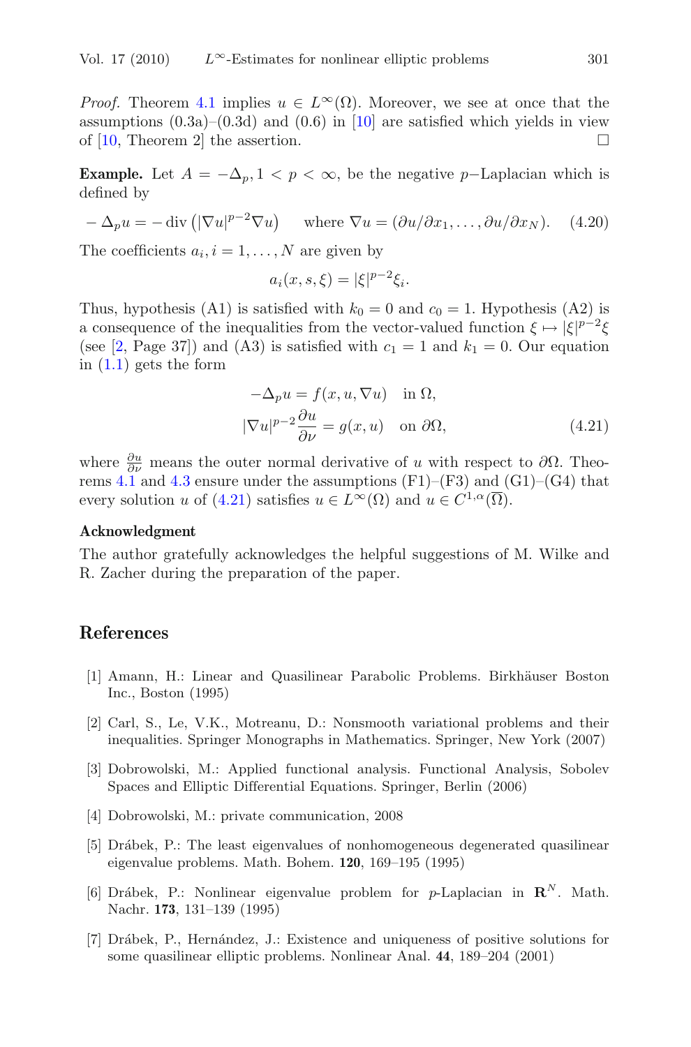*Proof.* Theorem 4.1 implies $u \in L^\infty(\Omega)$. Moreover, we see at once that the assumptions (0.3a)–(0.3d) and (0.6) in [10] are satisfied which yields in view of [10, Theorem 2] the assertion. □

**Example.** Let $A = -\Delta_p, 1 < p < \infty$, be the negative $p$−Laplacian which is defined by

$$-\Delta_p u = -\operatorname{div}\left(|\nabla u|^{p-2}\nabla u\right) \quad \text{where } \nabla u = (\partial u/\partial x_1, \ldots, \partial u/\partial x_N). \tag{4.20}$$

The coefficients $a_i, i = 1, \ldots, N$ are given by

$$a_i(x, s, \xi) = |\xi|^{p-2}\xi_i.$$

Thus, hypothesis (A1) is satisfied with $k_0 = 0$ and $c_0 = 1$. Hypothesis (A2) is a consequence of the inequalities from the vector-valued function $\xi \mapsto |\xi|^{p-2}\xi$ (see [2, Page 37]) and (A3) is satisfied with $c_1 = 1$ and $k_1 = 0$. Our equation in (1.1) gets the form

$$\begin{aligned} -\Delta_p u &= f(x, u, \nabla u) \quad \text{in } \Omega, \\ |\nabla u|^{p-2}\frac{\partial u}{\partial \nu} &= g(x, u) \quad \text{on } \partial\Omega, \end{aligned} \tag{4.21}$$

where $\frac{\partial u}{\partial \nu}$ means the outer normal derivative of $u$ with respect to $\partial\Omega$. Theorems 4.1 and 4.3 ensure under the assumptions (F1)–(F3) and (G1)–(G4) that every solution $u$ of (4.21) satisfies $u \in L^\infty(\Omega)$ and $u \in C^{1,\alpha}(\overline{\Omega})$.

#### Acknowledgment

The author gratefully acknowledges the helpful suggestions of M. Wilke and R. Zacher during the preparation of the paper.

## References

[1] Amann, H.: Linear and Quasilinear Parabolic Problems. Birkhäuser Boston Inc., Boston (1995)

[2] Carl, S., Le, V.K., Motreanu, D.: Nonsmooth variational problems and their inequalities. Springer Monographs in Mathematics. Springer, New York (2007)

[3] Dobrowolski, M.: Applied functional analysis. Functional Analysis, Sobolev Spaces and Elliptic Differential Equations. Springer, Berlin (2006)

[4] Dobrowolski, M.: private communication, 2008

[5] Drábek, P.: The least eigenvalues of nonhomogeneous degenerated quasilinear eigenvalue problems. Math. Bohem. **120**, 169–195 (1995)

[6] Drábek, P.: Nonlinear eigenvalue problem for $p$-Laplacian in $\mathbf{R}^N$. Math. Nachr. **173**, 131–139 (1995)

[7] Drábek, P., Hernández, J.: Existence and uniqueness of positive solutions for some quasilinear elliptic problems. Nonlinear Anal. **44**, 189–204 (2001)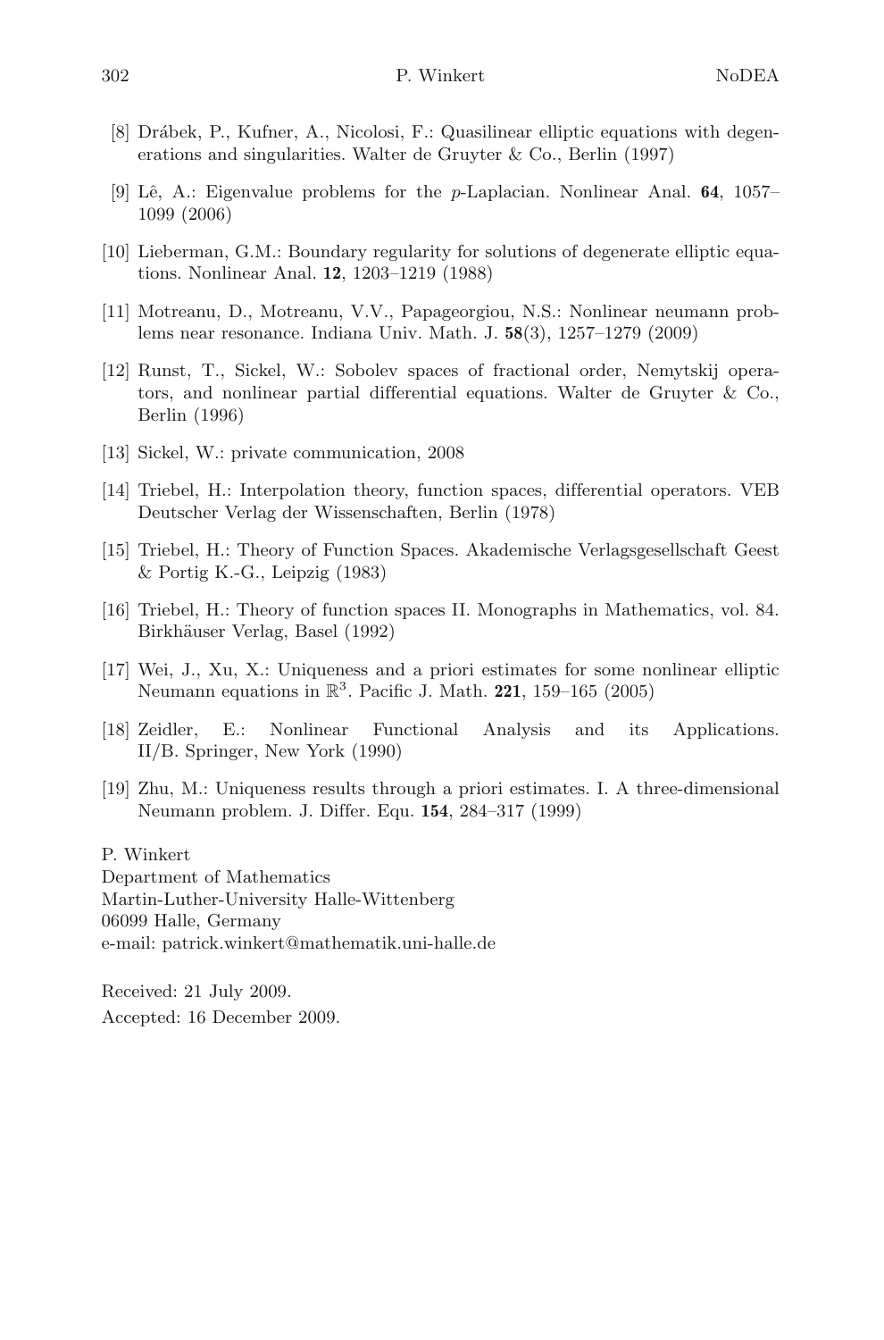[8] Drábek, P., Kufner, A., Nicolosi, F.: Quasilinear elliptic equations with degenerations and singularities. Walter de Gruyter & Co., Berlin (1997)

[9] Lê, A.: Eigenvalue problems for the $p$-Laplacian. Nonlinear Anal. **64**, 1057–1099 (2006)

[10] Lieberman, G.M.: Boundary regularity for solutions of degenerate elliptic equations. Nonlinear Anal. **12**, 1203–1219 (1988)

[11] Motreanu, D., Motreanu, V.V., Papageorgiou, N.S.: Nonlinear neumann problems near resonance. Indiana Univ. Math. J. **58**(3), 1257–1279 (2009)

[12] Runst, T., Sickel, W.: Sobolev spaces of fractional order, Nemytskij operators, and nonlinear partial differential equations. Walter de Gruyter & Co., Berlin (1996)

[13] Sickel, W.: private communication, 2008

[14] Triebel, H.: Interpolation theory, function spaces, differential operators. VEB Deutscher Verlag der Wissenschaften, Berlin (1978)

[15] Triebel, H.: Theory of Function Spaces. Akademische Verlagsgesellschaft Geest & Portig K.-G., Leipzig (1983)

[16] Triebel, H.: Theory of function spaces II. Monographs in Mathematics, vol. 84. Birkhäuser Verlag, Basel (1992)

[17] Wei, J., Xu, X.: Uniqueness and a priori estimates for some nonlinear elliptic Neumann equations in $\mathbb{R}^3$. Pacific J. Math. **221**, 159–165 (2005)

[18] Zeidler, E.: Nonlinear Functional Analysis and its Applications. II/B. Springer, New York (1990)

[19] Zhu, M.: Uniqueness results through a priori estimates. I. A three-dimensional Neumann problem. J. Differ. Equ. **154**, 284–317 (1999)

P. Winkert
Department of Mathematics
Martin-Luther-University Halle-Wittenberg
06099 Halle, Germany
e-mail: patrick.winkert@mathematik.uni-halle.de

Received: 21 July 2009.
Accepted: 16 December 2009.